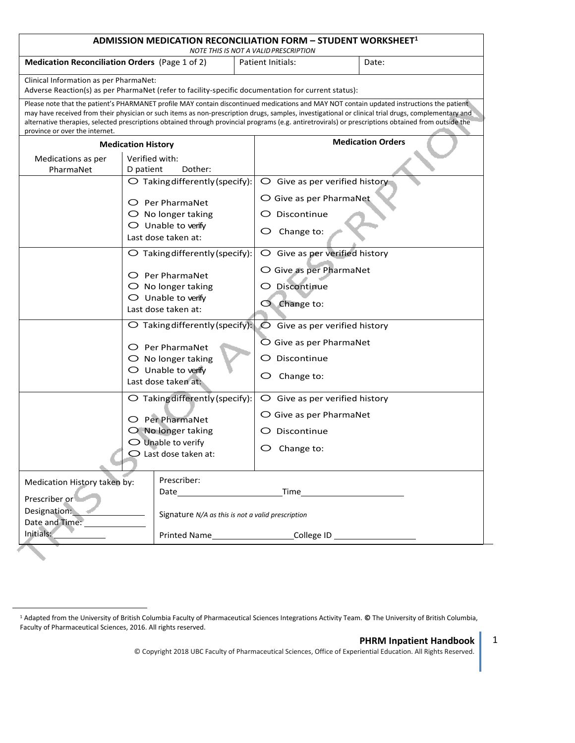## ADMISSION MEDICATION RECONCILIATION FORM – STUDENT WORKSHEET[1]

*NOTE THIS IS NOT A VALID PRESCRIPTION*

| **Medication Reconciliation Orders** (Page 1 of 2) | Patient Initials: | Date: |
|---|---|---|

Clinical Information as per PharmaNet:
Adverse Reaction(s) as per PharmaNet (refer to facility-specific documentation for current status):

Please note that the patient's PHARMANET profile MAY contain discontinued medications and MAY NOT contain updated instructions the patient may have received from their physician or such items as non-prescription drugs, samples, investigational or clinical trial drugs, complementary and alternative therapies, selected prescriptions obtained through provincial programs (e.g. antiretrovirals) or prescriptions obtained from outside the province or over the internet.

| **Medication History** | | **Medication Orders** |
|---|---|---|
| Medications as per PharmaNet | Verified with: ☐ patient ☐ other: | |
| | ○ Taking differently (specify):<br>○ Per PharmaNet<br>○ No longer taking<br>○ Unable to verify<br>Last dose taken at: | ○ Give as per verified history<br>○ Give as per PharmaNet<br>○ Discontinue<br>○ Change to: |
| | ○ Taking differently (specify):<br>○ Per PharmaNet<br>○ No longer taking<br>○ Unable to verify<br>Last dose taken at: | ○ Give as per verified history<br>○ Give as per PharmaNet<br>○ Discontinue<br>○ Change to: |
| | ○ Taking differently (specify):<br>○ Per PharmaNet<br>○ No longer taking<br>○ Unable to verify<br>Last dose taken at: | ○ Give as per verified history<br>○ Give as per PharmaNet<br>○ Discontinue<br>○ Change to: |
| | ○ Taking differently (specify):<br>○ Per PharmaNet<br>○ No longer taking<br>○ Unable to verify<br>○ Last dose taken at: | ○ Give as per verified history<br>○ Give as per PharmaNet<br>○ Discontinue<br>○ Change to: |

| Medication History taken by:<br>Prescriber or<br>Designation: ____________<br>Date and Time: ____________<br>Initials: ____________ | Prescriber:<br>Date ____________ Time ____________<br>Signature *N/A as this is not a valid prescription*<br>Printed Name ____________ College ID ____________ |
|---|---|

[1] Adapted from the University of British Columbia Faculty of Pharmaceutical Sciences Integrations Activity Team. © The University of British Columbia, Faculty of Pharmaceutical Sciences, 2016. All rights reserved.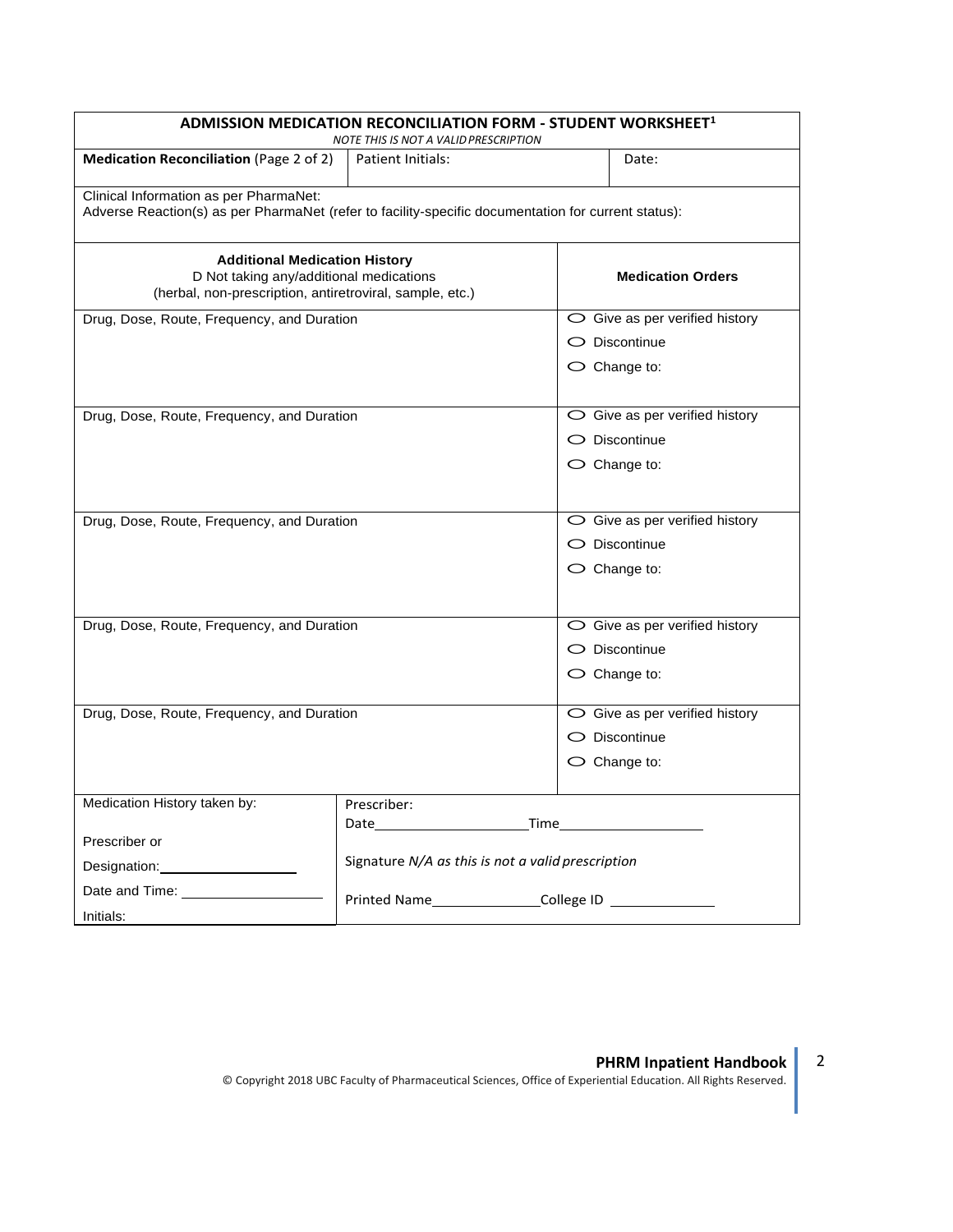**ADMISSION MEDICATION RECONCILIATION FORM - STUDENT WORKSHEET[1]**

*NOTE THIS IS NOT A VALID PRESCRIPTION*

| **Medication Reconciliation** (Page 2 of 2) | Patient Initials: | Date: |
|---|---|---|

Clinical Information as per PharmaNet:
Adverse Reaction(s) as per PharmaNet (refer to facility-specific documentation for current status):

| **Additional Medication History**<br>D Not taking any/additional medications<br>(herbal, non-prescription, antiretroviral, sample, etc.) | **Medication Orders** |
|---|---|
| Drug, Dose, Route, Frequency, and Duration | ○ Give as per verified history<br>○ Discontinue<br>○ Change to: |
| Drug, Dose, Route, Frequency, and Duration | ○ Give as per verified history<br>○ Discontinue<br>○ Change to: |
| Drug, Dose, Route, Frequency, and Duration | ○ Give as per verified history<br>○ Discontinue<br>○ Change to: |
| Drug, Dose, Route, Frequency, and Duration | ○ Give as per verified history<br>○ Discontinue<br>○ Change to: |
| Drug, Dose, Route, Frequency, and Duration | ○ Give as per verified history<br>○ Discontinue<br>○ Change to: |

| Medication History taken by: | Prescriber: |
|---|---|
| Prescriber or | Date\_\_\_\_\_\_\_\_\_\_\_\_\_\_\_\_\_\_\_\_Time\_\_\_\_\_\_\_\_\_\_\_\_\_\_\_\_\_\_\_ |
| Designation:\_\_\_\_\_\_\_\_\_\_\_\_\_\_\_\_\_\_ | Signature *N/A as this is not a valid prescription* |
| Date and Time: \_\_\_\_\_\_\_\_\_\_\_\_\_\_\_\_\_\_ | Printed Name\_\_\_\_\_\_\_\_\_\_\_\_\_\_\_College ID \_\_\_\_\_\_\_\_\_\_\_\_\_\_ |
| Initials: | |

**PHRM Inpatient Handbook**

© Copyright 2018 UBC Faculty of Pharmaceutical Sciences, Office of Experiential Education. All Rights Reserved.